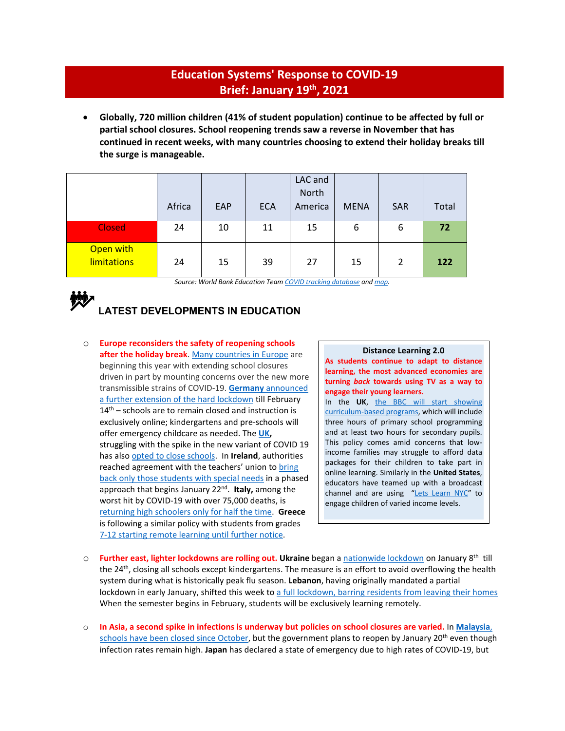# Education Systems' Response to COVID-19
## Brief: January 19th, 2021

- **Globally, 720 million children (41% of student population) continue to be affected by full or partial school closures. School reopening trends saw a reverse in November that has continued in recent weeks, with many countries choosing to extend their holiday breaks till the surge is manageable.**

| | Africa | EAP | ECA | LAC and North America | MENA | SAR | Total |
|---|---|---|---|---|---|---|---|
| Closed | 24 | 10 | 11 | 15 | 6 | 6 | **72** |
| Open with limitations | 24 | 15 | 39 | 27 | 15 | 2 | **122** |

*Source: World Bank Education Team COVID tracking database and map.*

## LATEST DEVELOPMENTS IN EDUCATION

- **Europe reconsiders the safety of reopening schools after the holiday break**. Many countries in Europe are beginning this year with extending school closures driven in part by mounting concerns over the new more transmissible strains of COVID-19. **Germany** announced a further extension of the hard lockdown till February 14th – schools are to remain closed and instruction is exclusively online; kindergartens and pre-schools will offer emergency childcare as needed. The **UK**, struggling with the spike in the new variant of COVID 19 has also opted to close schools. In **Ireland**, authorities reached agreement with the teachers' union to bring back only those students with special needs in a phased approach that begins January 22nd. **Italy,** among the worst hit by COVID-19 with over 75,000 deaths, is returning high schoolers only for half the time. **Greece** is following a similar policy with students from grades 7-12 starting remote learning until further notice.

> **Distance Learning 2.0**
>
> **As students continue to adapt to distance learning, the most advanced economies are turning *back* towards using TV as a way to engage their young learners.**
>
> In the **UK**, the BBC will start showing curriculum-based programs, which will include three hours of primary school programming and at least two hours for secondary pupils. This policy comes amid concerns that low-income families may struggle to afford data packages for their children to take part in online learning. Similarly in the **United States**, educators have teamed up with a broadcast channel and are using "Lets Learn NYC" to engage children of varied income levels.

- **Further east, lighter lockdowns are rolling out.** **Ukraine** began a nationwide lockdown on January 8th till the 24th, closing all schools except kindergartens. The measure is an effort to avoid overflowing the health system during what is historically peak flu season. **Lebanon**, having originally mandated a partial lockdown in early January, shifted this week to a full lockdown, barring residents from leaving their homes When the semester begins in February, students will be exclusively learning remotely.

- **In Asia, a second spike in infections is underway but policies on school closures are varied.** In **Malaysia**, schools have been closed since October, but the government plans to reopen by January 20th even though infection rates remain high. **Japan** has declared a state of emergency due to high rates of COVID-19, but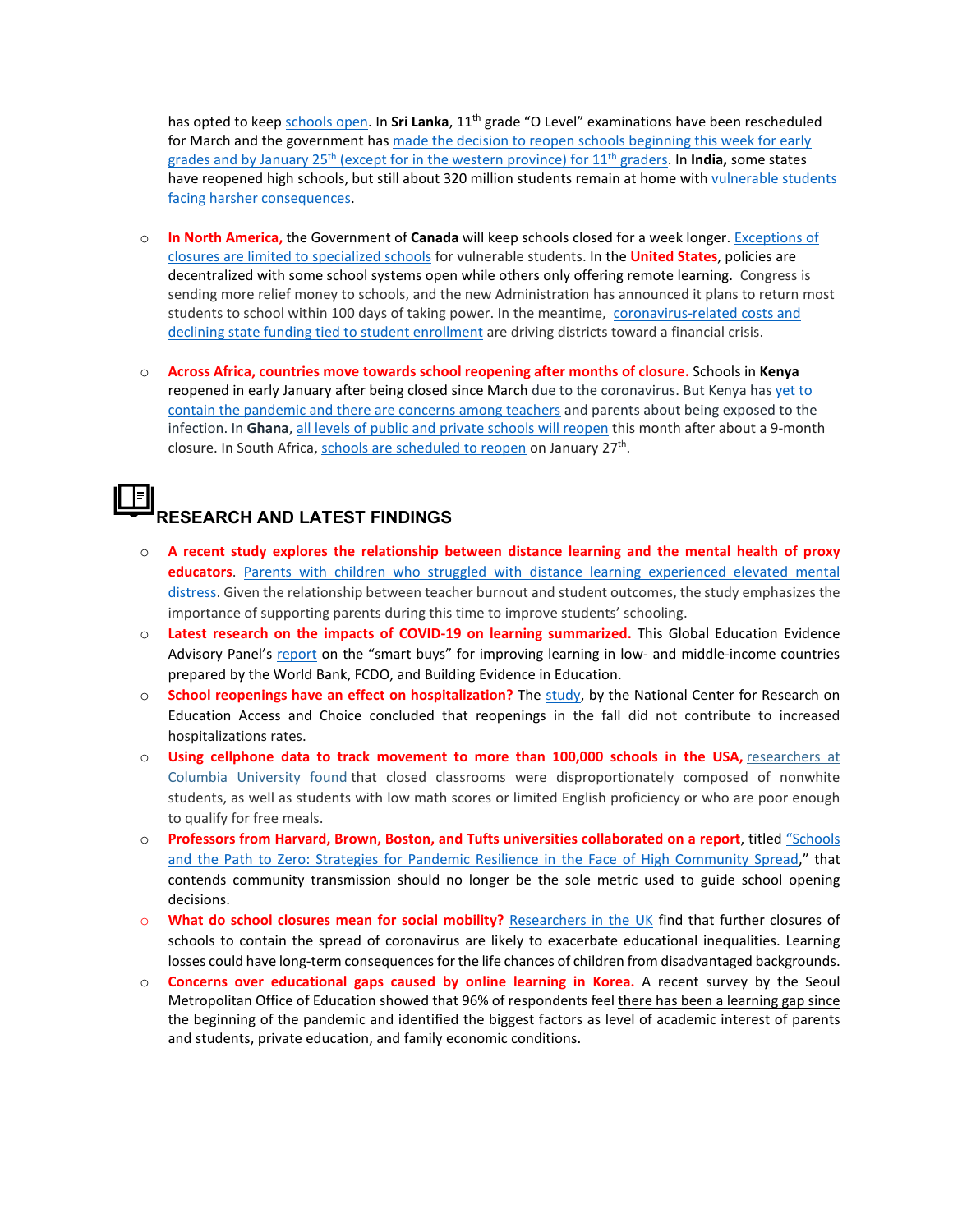has opted to keep schools open. In **Sri Lanka**, 11th grade "O Level" examinations have been rescheduled for March and the government has made the decision to reopen schools beginning this week for early grades and by January 25th (except for in the western province) for 11th graders. In **India,** some states have reopened high schools, but still about 320 million students remain at home with vulnerable students facing harsher consequences.

- **In North America,** the Government of **Canada** will keep schools closed for a week longer. Exceptions of closures are limited to specialized schools for vulnerable students. In the **United States**, policies are decentralized with some school systems open while others only offering remote learning. Congress is sending more relief money to schools, and the new Administration has announced it plans to return most students to school within 100 days of taking power. In the meantime, coronavirus-related costs and declining state funding tied to student enrollment are driving districts toward a financial crisis.

- **Across Africa, countries move towards school reopening after months of closure.** Schools in **Kenya** reopened in early January after being closed since March due to the coronavirus. But Kenya has yet to contain the pandemic and there are concerns among teachers and parents about being exposed to the infection. In **Ghana**, all levels of public and private schools will reopen this month after about a 9-month closure. In South Africa, schools are scheduled to reopen on January 27th.

## RESEARCH AND LATEST FINDINGS

- **A recent study explores the relationship between distance learning and the mental health of proxy educators**. Parents with children who struggled with distance learning experienced elevated mental distress. Given the relationship between teacher burnout and student outcomes, the study emphasizes the importance of supporting parents during this time to improve students' schooling.
- **Latest research on the impacts of COVID-19 on learning summarized.** This Global Education Evidence Advisory Panel's report on the "smart buys" for improving learning in low- and middle-income countries prepared by the World Bank, FCDO, and Building Evidence in Education.
- **School reopenings have an effect on hospitalization?** The study, by the National Center for Research on Education Access and Choice concluded that reopenings in the fall did not contribute to increased hospitalizations rates.
- **Using cellphone data to track movement to more than 100,000 schools in the USA,** researchers at Columbia University found that closed classrooms were disproportionately composed of nonwhite students, as well as students with low math scores or limited English proficiency or who are poor enough to qualify for free meals.
- **Professors from Harvard, Brown, Boston, and Tufts universities collaborated on a report**, titled "Schools and the Path to Zero: Strategies for Pandemic Resilience in the Face of High Community Spread," that contends community transmission should no longer be the sole metric used to guide school opening decisions.
- **What do school closures mean for social mobility?** Researchers in the UK find that further closures of schools to contain the spread of coronavirus are likely to exacerbate educational inequalities. Learning losses could have long-term consequences for the life chances of children from disadvantaged backgrounds.
- **Concerns over educational gaps caused by online learning in Korea.** A recent survey by the Seoul Metropolitan Office of Education showed that 96% of respondents feel there has been a learning gap since the beginning of the pandemic and identified the biggest factors as level of academic interest of parents and students, private education, and family economic conditions.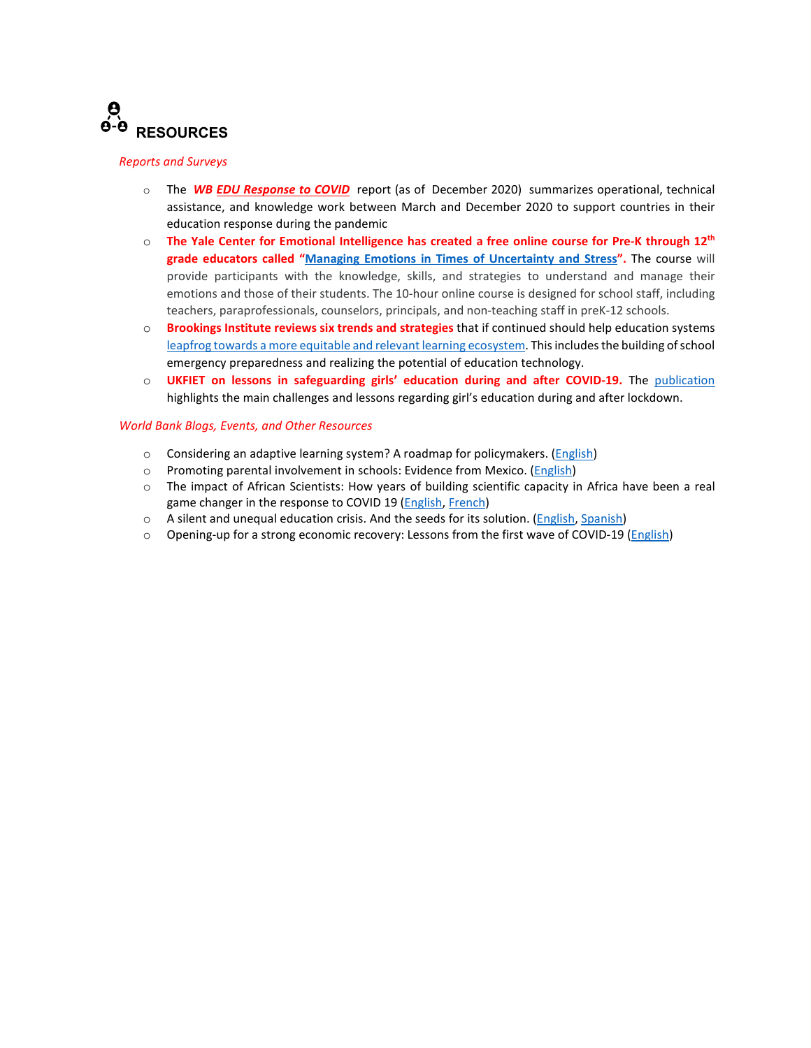## RESOURCES

*Reports and Surveys*

- The ***WB EDU Response to COVID*** report (as of December 2020) summarizes operational, technical assistance, and knowledge work between March and December 2020 to support countries in their education response during the pandemic
- **The Yale Center for Emotional Intelligence has created a free online course for Pre-K through 12th grade educators called "Managing Emotions in Times of Uncertainty and Stress".** The course will provide participants with the knowledge, skills, and strategies to understand and manage their emotions and those of their students. The 10-hour online course is designed for school staff, including teachers, paraprofessionals, counselors, principals, and non-teaching staff in preK-12 schools.
- **Brookings Institute reviews six trends and strategies** that if continued should help education systems leapfrog towards a more equitable and relevant learning ecosystem. This includes the building of school emergency preparedness and realizing the potential of education technology.
- **UKFIET on lessons in safeguarding girls' education during and after COVID-19.** The publication highlights the main challenges and lessons regarding girl's education during and after lockdown.

*World Bank Blogs, Events, and Other Resources*

- Considering an adaptive learning system? A roadmap for policymakers. (English)
- Promoting parental involvement in schools: Evidence from Mexico. (English)
- The impact of African Scientists: How years of building scientific capacity in Africa have been a real game changer in the response to COVID 19 (English, French)
- A silent and unequal education crisis. And the seeds for its solution. (English, Spanish)
- Opening-up for a strong economic recovery: Lessons from the first wave of COVID-19 (English)